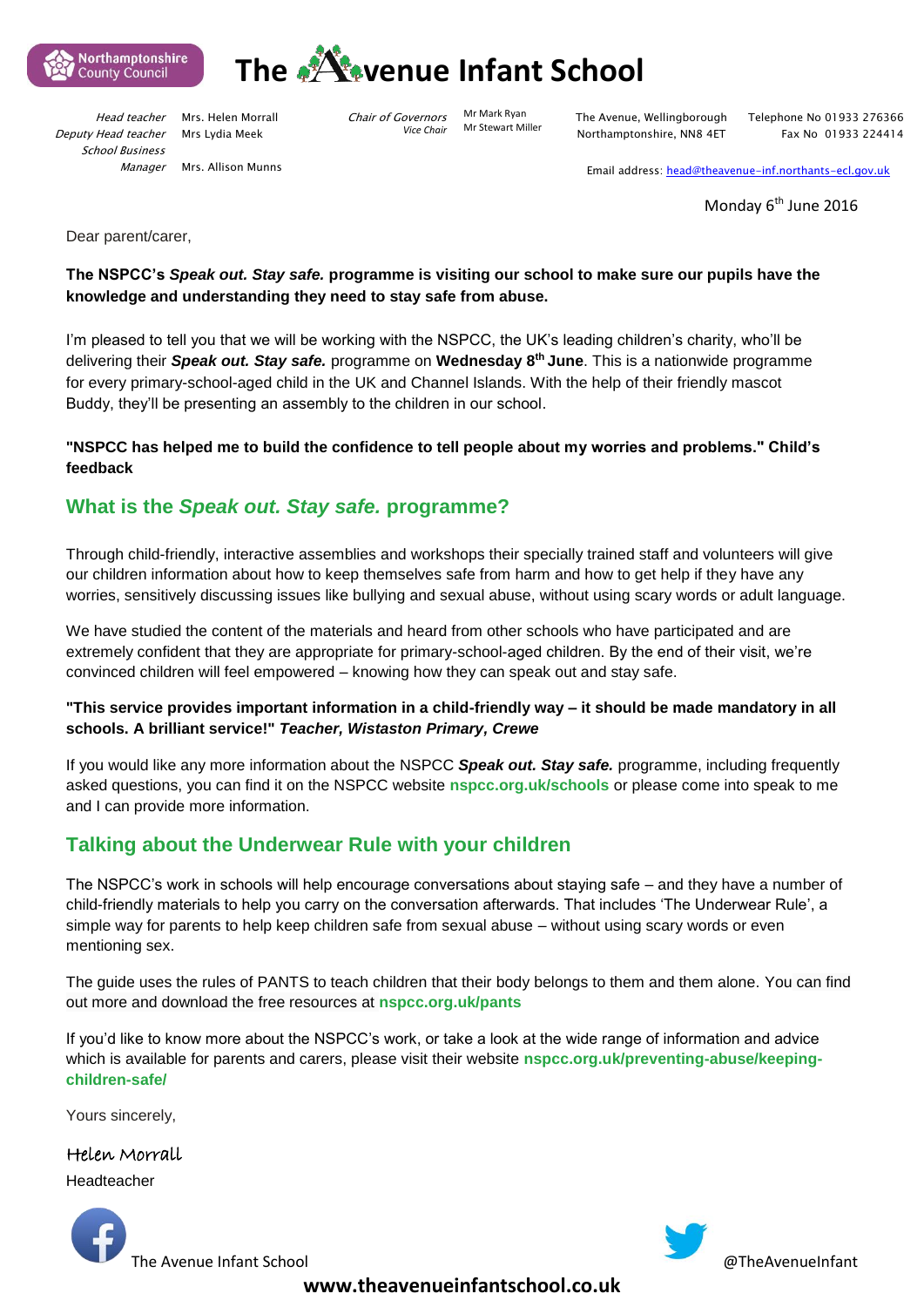Northamptonshire County Council

# The Avenue Infant School

*Head teacher* Mrs. Helen Morrall
*Deputy Head teacher* Mrs Lydia Meek
*School Business Manager* Mrs. Allison Munns

*Chair of Governors* Mr Mark Ryan
*Vice Chair* Mr Stewart Miller

The Avenue, Wellingborough
Northamptonshire, NN8 4ET

Telephone No 01933 276366
Fax No 01933 224414

Email address: head@theavenue-inf.northants-ecl.gov.uk

Monday 6th June 2016

Dear parent/carer,

**The NSPCC's *Speak out. Stay safe.* programme is visiting our school to make sure our pupils have the knowledge and understanding they need to stay safe from abuse.**

I'm pleased to tell you that we will be working with the NSPCC, the UK's leading children's charity, who'll be delivering their ***Speak out. Stay safe.*** programme on **Wednesday 8th June**. This is a nationwide programme for every primary-school-aged child in the UK and Channel Islands. With the help of their friendly mascot Buddy, they'll be presenting an assembly to the children in our school.

**"NSPCC has helped me to build the confidence to tell people about my worries and problems." Child's feedback**

## What is the *Speak out. Stay safe.* programme?

Through child-friendly, interactive assemblies and workshops their specially trained staff and volunteers will give our children information about how to keep themselves safe from harm and how to get help if they have any worries, sensitively discussing issues like bullying and sexual abuse, without using scary words or adult language.

We have studied the content of the materials and heard from other schools who have participated and are extremely confident that they are appropriate for primary-school-aged children. By the end of their visit, we're convinced children will feel empowered – knowing how they can speak out and stay safe.

**"This service provides important information in a child-friendly way – it should be made mandatory in all schools. A brilliant service!" *Teacher, Wistaston Primary*, *Crewe***

If you would like any more information about the NSPCC ***Speak out. Stay safe.*** programme, including frequently asked questions, you can find it on the NSPCC website **nspcc.org.uk/schools** or please come into speak to me and I can provide more information.

## Talking about the Underwear Rule with your children

The NSPCC's work in schools will help encourage conversations about staying safe – and they have a number of child-friendly materials to help you carry on the conversation afterwards. That includes 'The Underwear Rule', a simple way for parents to help keep children safe from sexual abuse – without using scary words or even mentioning sex.

The guide uses the rules of PANTS to teach children that their body belongs to them and them alone. You can find out more and download the free resources at **nspcc.org.uk/pants**

If you'd like to know more about the NSPCC's work, or take a look at the wide range of information and advice which is available for parents and carers, please visit their website **nspcc.org.uk/preventing-abuse/keeping-children-safe/**

Yours sincerely,

Helen Morrall

Headteacher

The Avenue Infant School

@TheAvenueInfant

**www.theavenueinfantschool.co.uk**